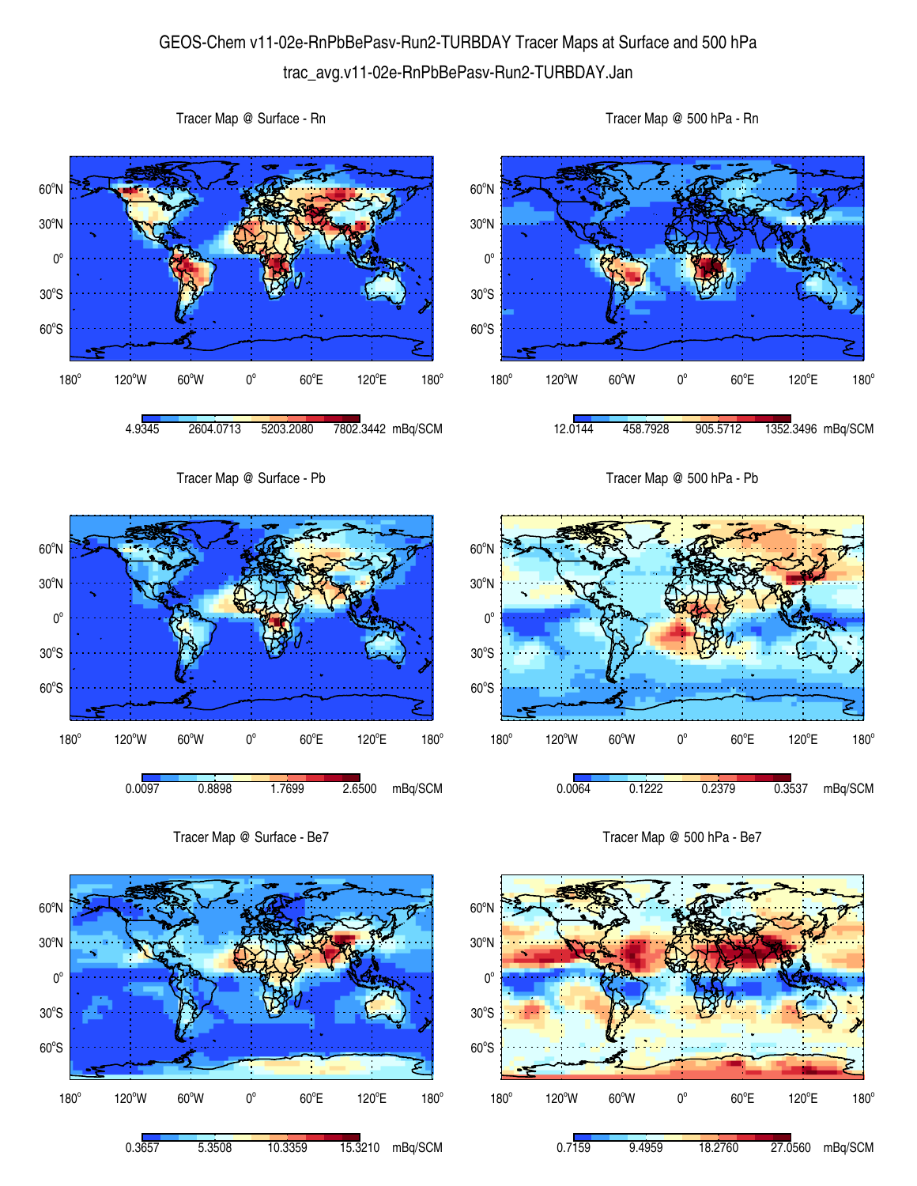# GEOS-Chem v11-02e-RnPbBePasv-Run2-TURBDAY Tracer Maps at Surface and 500 hPa

## trac_avg.v11-02e-RnPbBePasv-Run2-TURBDAY.Jan

### Tracer Map @ Surface - Rn

4.9345 | 2604.0713 | 5203.2080 | 7802.3442 mBq/SCM

### Tracer Map @ 500 hPa - Rn

12.0144 | 458.7928 | 905.5712 | 1352.3496 mBq/SCM

### Tracer Map @ Surface - Pb

0.0097 | 0.8898 | 1.7699 | 2.6500 mBq/SCM

### Tracer Map @ 500 hPa - Pb

0.0064 | 0.1222 | 0.2379 | 0.3537 mBq/SCM

### Tracer Map @ Surface - Be7

0.3657 | 5.3508 | 10.3359 | 15.3210 mBq/SCM

### Tracer Map @ 500 hPa - Be7

0.7159 | 9.4959 | 18.2760 | 27.0560 mBq/SCM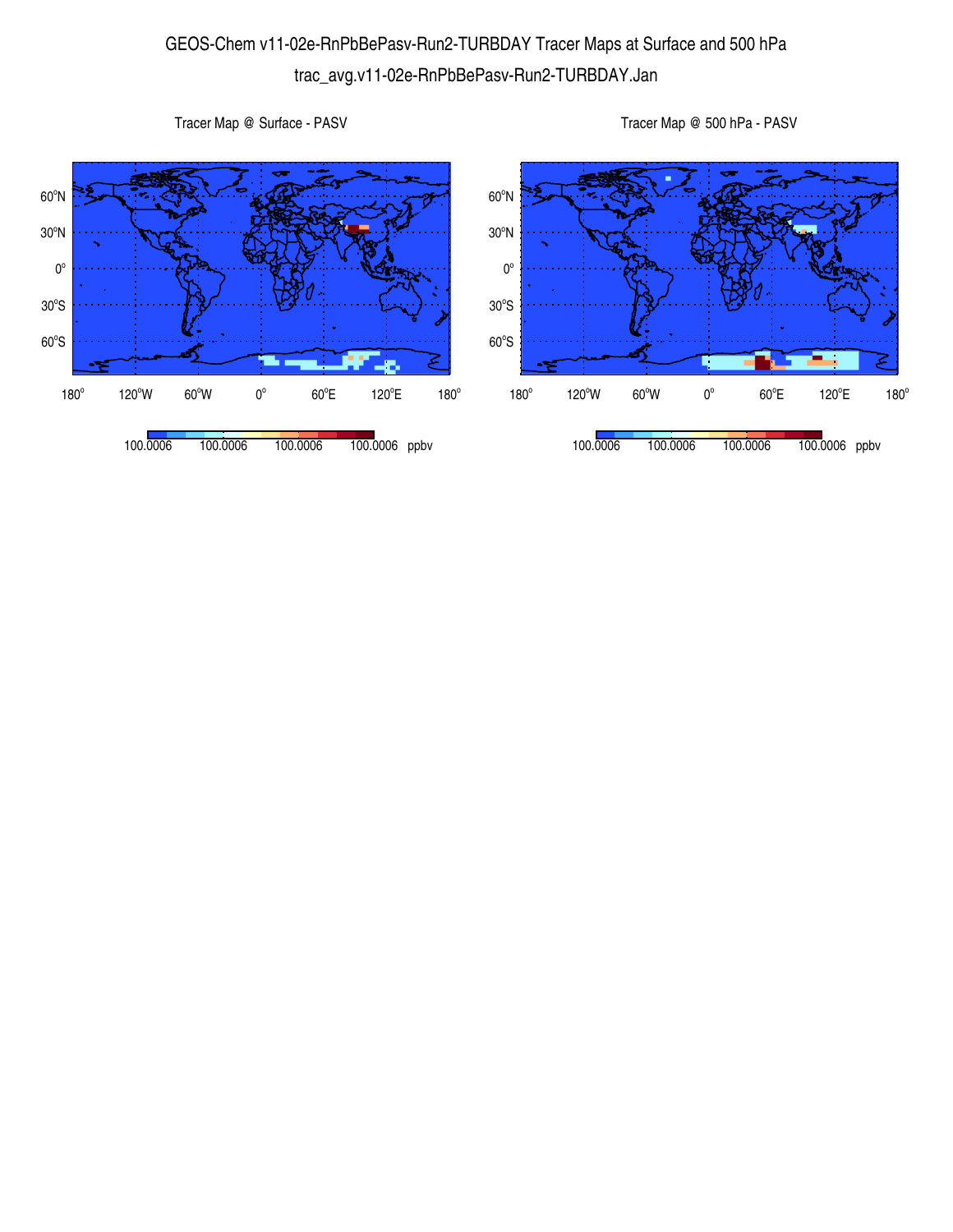GEOS-Chem v11-02e-RnPbBePasv-Run2-TURBDAY Tracer Maps at Surface and 500 hPa

trac_avg.v11-02e-RnPbBePasv-Run2-TURBDAY.Jan

Tracer Map @ Surface - PASV

60°N
30°N
0°
30°S
60°S

180°
120°W
60°W
0°
60°E
120°E
180°

100.0006 100.0006 100.0006 100.0006 ppbv

Tracer Map @ 500 hPa - PASV

60°N
30°N
0°
30°S
60°S

180°
120°W
60°W
0°
60°E
120°E
180°

100.0006 100.0006 100.0006 100.0006 ppbv